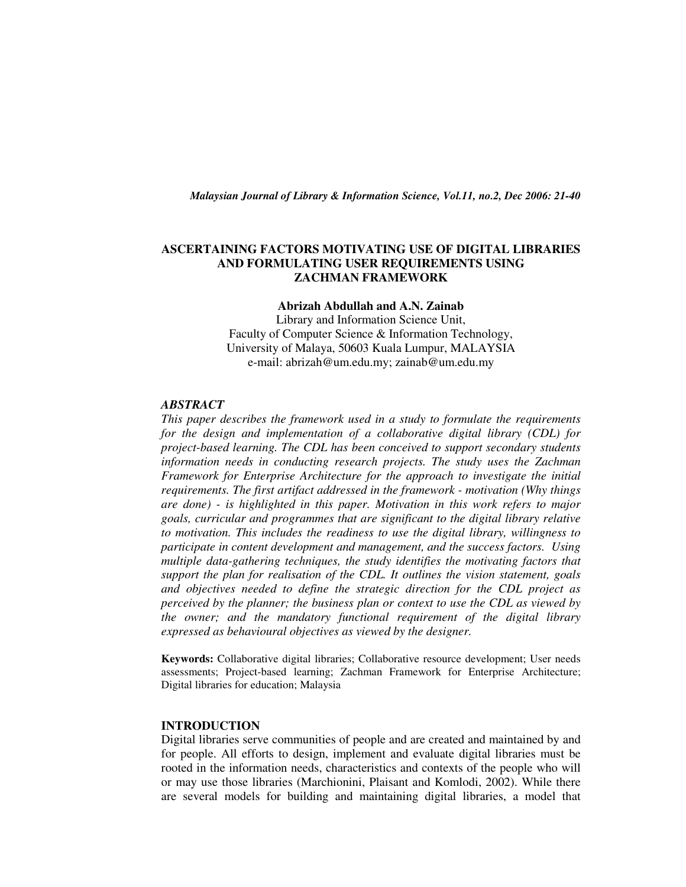# ASCERTAINING FACTORS MOTIVATING USE OF DIGITAL LIBRARIES AND FORMULATING USER REQUIREMENTS USING ZACHMAN FRAMEWORK

**Abrizah Abdullah and A.N. Zainab**

Library and Information Science Unit,
Faculty of Computer Science & Information Technology,
University of Malaya, 50603 Kuala Lumpur, MALAYSIA
e-mail: abrizah@um.edu.my; zainab@um.edu.my

## *ABSTRACT*

*This paper describes the framework used in a study to formulate the requirements for the design and implementation of a collaborative digital library (CDL) for project-based learning. The CDL has been conceived to support secondary students information needs in conducting research projects. The study uses the Zachman Framework for Enterprise Architecture for the approach to investigate the initial requirements. The first artifact addressed in the framework - motivation (Why things are done) - is highlighted in this paper. Motivation in this work refers to major goals, curricular and programmes that are significant to the digital library relative to motivation. This includes the readiness to use the digital library, willingness to participate in content development and management, and the success factors. Using multiple data-gathering techniques, the study identifies the motivating factors that support the plan for realisation of the CDL. It outlines the vision statement, goals and objectives needed to define the strategic direction for the CDL project as perceived by the planner; the business plan or context to use the CDL as viewed by the owner; and the mandatory functional requirement of the digital library expressed as behavioural objectives as viewed by the designer.*

**Keywords:** Collaborative digital libraries; Collaborative resource development; User needs assessments; Project-based learning; Zachman Framework for Enterprise Architecture; Digital libraries for education; Malaysia

## INTRODUCTION

Digital libraries serve communities of people and are created and maintained by and for people. All efforts to design, implement and evaluate digital libraries must be rooted in the information needs, characteristics and contexts of the people who will or may use those libraries (Marchionini, Plaisant and Komlodi, 2002). While there are several models for building and maintaining digital libraries, a model that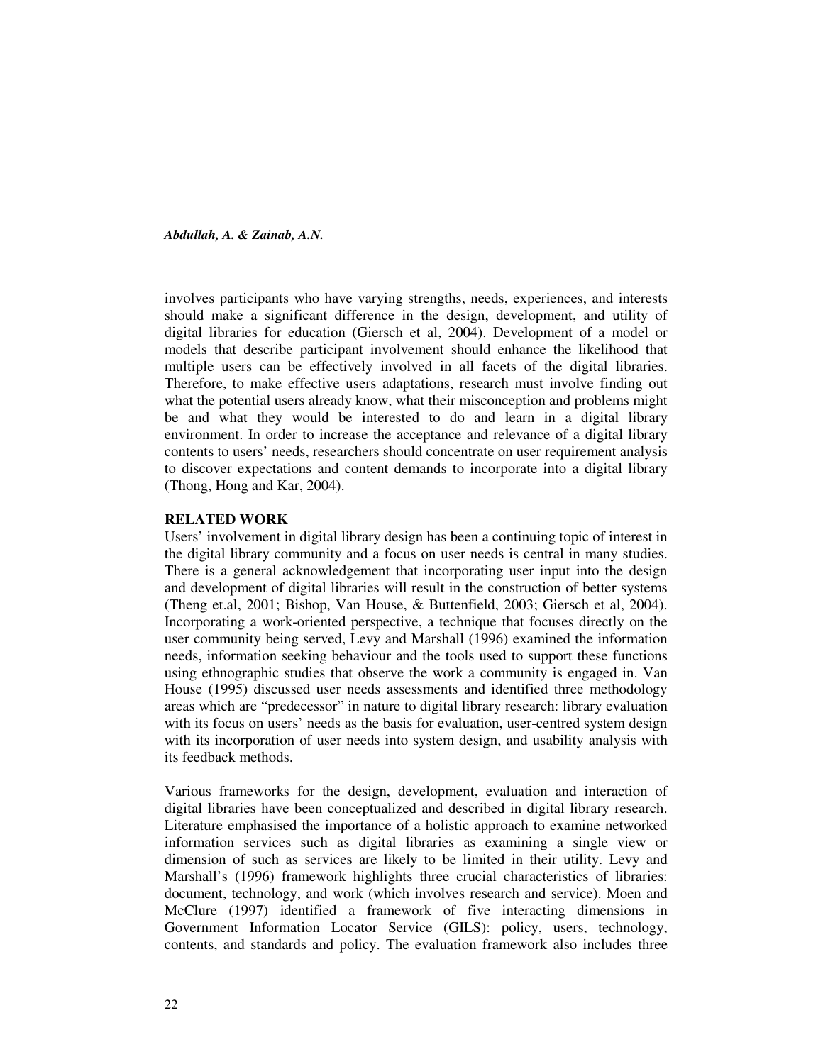involves participants who have varying strengths, needs, experiences, and interests should make a significant difference in the design, development, and utility of digital libraries for education (Giersch et al, 2004). Development of a model or models that describe participant involvement should enhance the likelihood that multiple users can be effectively involved in all facets of the digital libraries. Therefore, to make effective users adaptations, research must involve finding out what the potential users already know, what their misconception and problems might be and what they would be interested to do and learn in a digital library environment. In order to increase the acceptance and relevance of a digital library contents to users' needs, researchers should concentrate on user requirement analysis to discover expectations and content demands to incorporate into a digital library (Thong, Hong and Kar, 2004).

## RELATED WORK

Users' involvement in digital library design has been a continuing topic of interest in the digital library community and a focus on user needs is central in many studies. There is a general acknowledgement that incorporating user input into the design and development of digital libraries will result in the construction of better systems (Theng et.al, 2001; Bishop, Van House, & Buttenfield, 2003; Giersch et al, 2004). Incorporating a work-oriented perspective, a technique that focuses directly on the user community being served, Levy and Marshall (1996) examined the information needs, information seeking behaviour and the tools used to support these functions using ethnographic studies that observe the work a community is engaged in. Van House (1995) discussed user needs assessments and identified three methodology areas which are "predecessor" in nature to digital library research: library evaluation with its focus on users' needs as the basis for evaluation, user-centred system design with its incorporation of user needs into system design, and usability analysis with its feedback methods.

Various frameworks for the design, development, evaluation and interaction of digital libraries have been conceptualized and described in digital library research. Literature emphasised the importance of a holistic approach to examine networked information services such as digital libraries as examining a single view or dimension of such as services are likely to be limited in their utility. Levy and Marshall's (1996) framework highlights three crucial characteristics of libraries: document, technology, and work (which involves research and service). Moen and McClure (1997) identified a framework of five interacting dimensions in Government Information Locator Service (GILS): policy, users, technology, contents, and standards and policy. The evaluation framework also includes three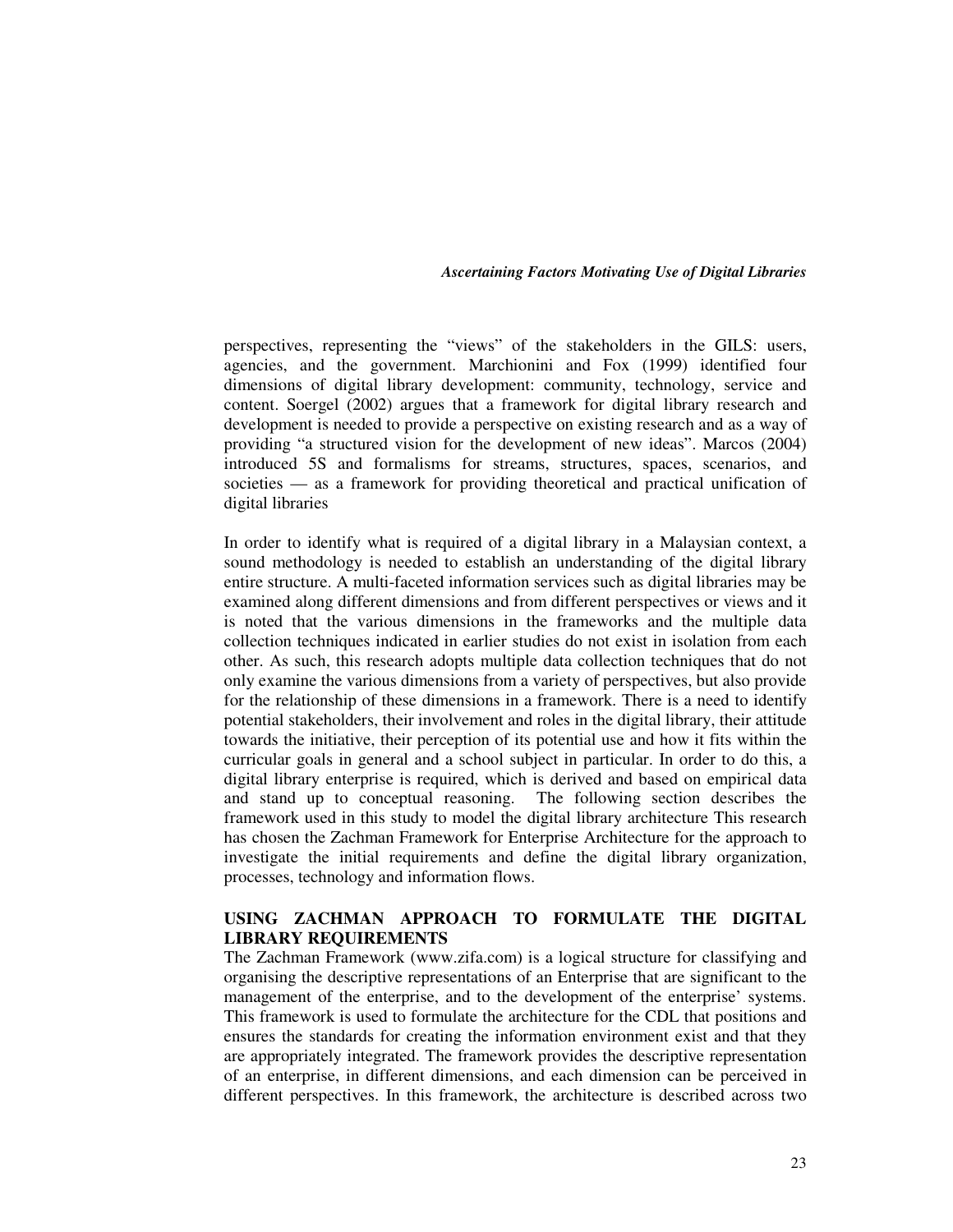perspectives, representing the "views" of the stakeholders in the GILS: users, agencies, and the government. Marchionini and Fox (1999) identified four dimensions of digital library development: community, technology, service and content. Soergel (2002) argues that a framework for digital library research and development is needed to provide a perspective on existing research and as a way of providing "a structured vision for the development of new ideas". Marcos (2004) introduced 5S and formalisms for streams, structures, spaces, scenarios, and societies — as a framework for providing theoretical and practical unification of digital libraries

In order to identify what is required of a digital library in a Malaysian context, a sound methodology is needed to establish an understanding of the digital library entire structure. A multi-faceted information services such as digital libraries may be examined along different dimensions and from different perspectives or views and it is noted that the various dimensions in the frameworks and the multiple data collection techniques indicated in earlier studies do not exist in isolation from each other. As such, this research adopts multiple data collection techniques that do not only examine the various dimensions from a variety of perspectives, but also provide for the relationship of these dimensions in a framework. There is a need to identify potential stakeholders, their involvement and roles in the digital library, their attitude towards the initiative, their perception of its potential use and how it fits within the curricular goals in general and a school subject in particular. In order to do this, a digital library enterprise is required, which is derived and based on empirical data and stand up to conceptual reasoning. The following section describes the framework used in this study to model the digital library architecture This research has chosen the Zachman Framework for Enterprise Architecture for the approach to investigate the initial requirements and define the digital library organization, processes, technology and information flows.

## USING ZACHMAN APPROACH TO FORMULATE THE DIGITAL LIBRARY REQUIREMENTS

The Zachman Framework (www.zifa.com) is a logical structure for classifying and organising the descriptive representations of an Enterprise that are significant to the management of the enterprise, and to the development of the enterprise' systems. This framework is used to formulate the architecture for the CDL that positions and ensures the standards for creating the information environment exist and that they are appropriately integrated. The framework provides the descriptive representation of an enterprise, in different dimensions, and each dimension can be perceived in different perspectives. In this framework, the architecture is described across two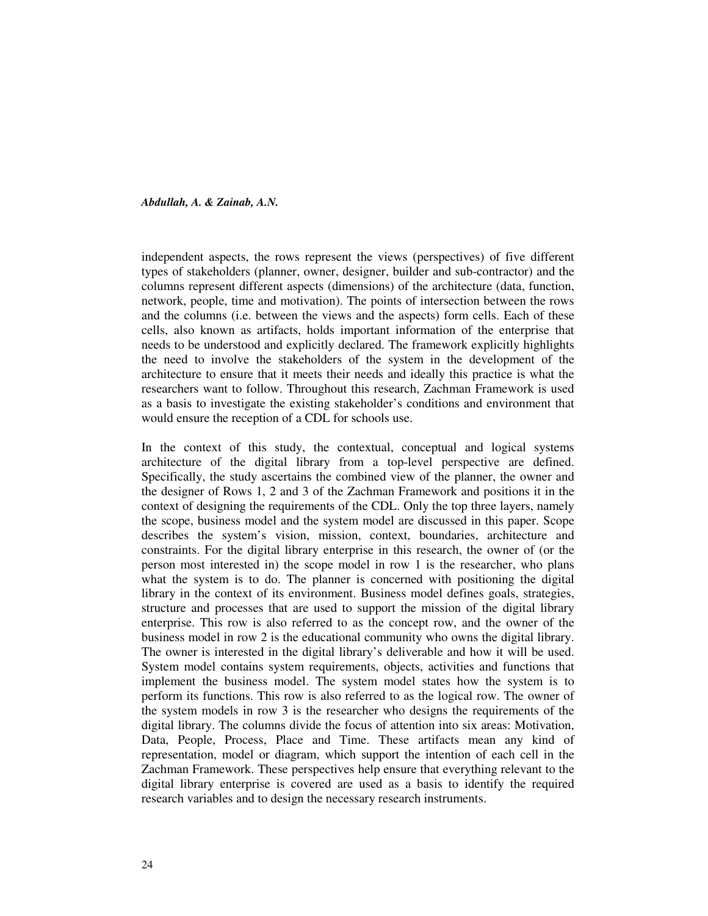independent aspects, the rows represent the views (perspectives) of five different types of stakeholders (planner, owner, designer, builder and sub-contractor) and the columns represent different aspects (dimensions) of the architecture (data, function, network, people, time and motivation). The points of intersection between the rows and the columns (i.e. between the views and the aspects) form cells. Each of these cells, also known as artifacts, holds important information of the enterprise that needs to be understood and explicitly declared. The framework explicitly highlights the need to involve the stakeholders of the system in the development of the architecture to ensure that it meets their needs and ideally this practice is what the researchers want to follow. Throughout this research, Zachman Framework is used as a basis to investigate the existing stakeholder's conditions and environment that would ensure the reception of a CDL for schools use.

In the context of this study, the contextual, conceptual and logical systems architecture of the digital library from a top-level perspective are defined. Specifically, the study ascertains the combined view of the planner, the owner and the designer of Rows 1, 2 and 3 of the Zachman Framework and positions it in the context of designing the requirements of the CDL. Only the top three layers, namely the scope, business model and the system model are discussed in this paper. Scope describes the system's vision, mission, context, boundaries, architecture and constraints. For the digital library enterprise in this research, the owner of (or the person most interested in) the scope model in row 1 is the researcher, who plans what the system is to do. The planner is concerned with positioning the digital library in the context of its environment. Business model defines goals, strategies, structure and processes that are used to support the mission of the digital library enterprise. This row is also referred to as the concept row, and the owner of the business model in row 2 is the educational community who owns the digital library. The owner is interested in the digital library's deliverable and how it will be used. System model contains system requirements, objects, activities and functions that implement the business model. The system model states how the system is to perform its functions. This row is also referred to as the logical row. The owner of the system models in row 3 is the researcher who designs the requirements of the digital library. The columns divide the focus of attention into six areas: Motivation, Data, People, Process, Place and Time. These artifacts mean any kind of representation, model or diagram, which support the intention of each cell in the Zachman Framework. These perspectives help ensure that everything relevant to the digital library enterprise is covered are used as a basis to identify the required research variables and to design the necessary research instruments.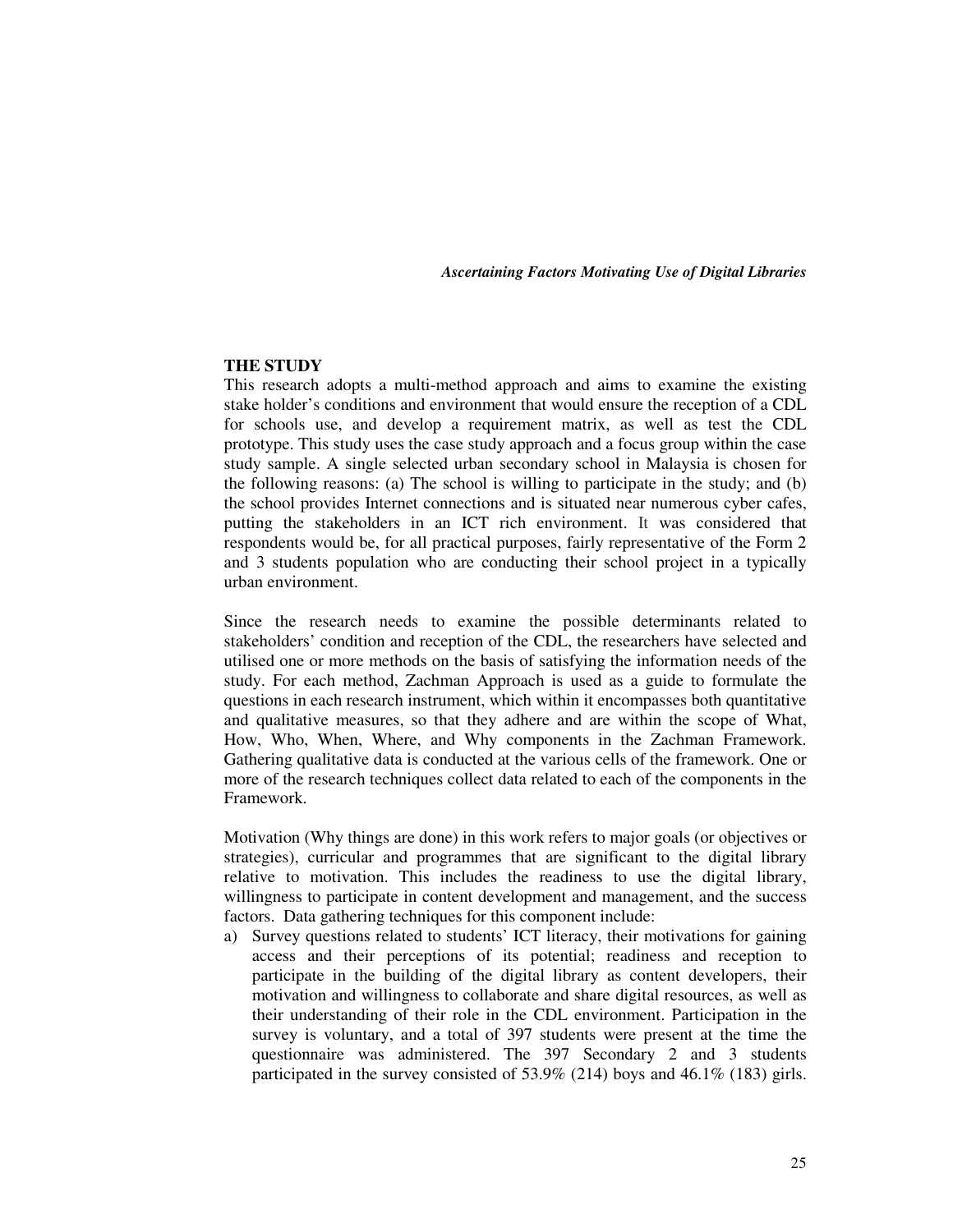## THE STUDY

This research adopts a multi-method approach and aims to examine the existing stake holder's conditions and environment that would ensure the reception of a CDL for schools use, and develop a requirement matrix, as well as test the CDL prototype. This study uses the case study approach and a focus group within the case study sample. A single selected urban secondary school in Malaysia is chosen for the following reasons: (a) The school is willing to participate in the study; and (b) the school provides Internet connections and is situated near numerous cyber cafes, putting the stakeholders in an ICT rich environment. It was considered that respondents would be, for all practical purposes, fairly representative of the Form 2 and 3 students population who are conducting their school project in a typically urban environment.

Since the research needs to examine the possible determinants related to stakeholders' condition and reception of the CDL, the researchers have selected and utilised one or more methods on the basis of satisfying the information needs of the study. For each method, Zachman Approach is used as a guide to formulate the questions in each research instrument, which within it encompasses both quantitative and qualitative measures, so that they adhere and are within the scope of What, How, Who, When, Where, and Why components in the Zachman Framework. Gathering qualitative data is conducted at the various cells of the framework. One or more of the research techniques collect data related to each of the components in the Framework.

Motivation (Why things are done) in this work refers to major goals (or objectives or strategies), curricular and programmes that are significant to the digital library relative to motivation. This includes the readiness to use the digital library, willingness to participate in content development and management, and the success factors. Data gathering techniques for this component include:

a) Survey questions related to students' ICT literacy, their motivations for gaining access and their perceptions of its potential; readiness and reception to participate in the building of the digital library as content developers, their motivation and willingness to collaborate and share digital resources, as well as their understanding of their role in the CDL environment. Participation in the survey is voluntary, and a total of 397 students were present at the time the questionnaire was administered. The 397 Secondary 2 and 3 students participated in the survey consisted of 53.9% (214) boys and 46.1% (183) girls.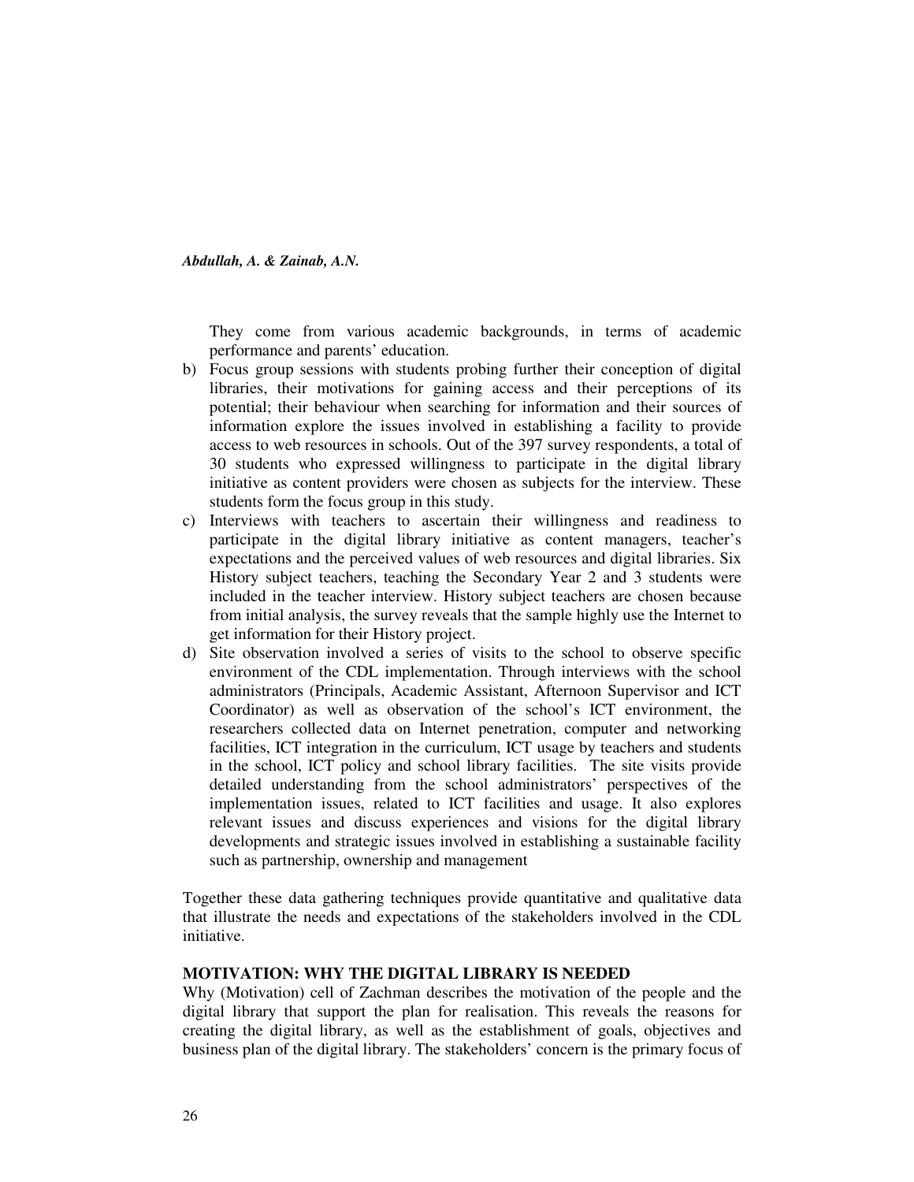They come from various academic backgrounds, in terms of academic performance and parents' education.

b) Focus group sessions with students probing further their conception of digital libraries, their motivations for gaining access and their perceptions of its potential; their behaviour when searching for information and their sources of information explore the issues involved in establishing a facility to provide access to web resources in schools. Out of the 397 survey respondents, a total of 30 students who expressed willingness to participate in the digital library initiative as content providers were chosen as subjects for the interview. These students form the focus group in this study.

c) Interviews with teachers to ascertain their willingness and readiness to participate in the digital library initiative as content managers, teacher's expectations and the perceived values of web resources and digital libraries. Six History subject teachers, teaching the Secondary Year 2 and 3 students were included in the teacher interview. History subject teachers are chosen because from initial analysis, the survey reveals that the sample highly use the Internet to get information for their History project.

d) Site observation involved a series of visits to the school to observe specific environment of the CDL implementation. Through interviews with the school administrators (Principals, Academic Assistant, Afternoon Supervisor and ICT Coordinator) as well as observation of the school's ICT environment, the researchers collected data on Internet penetration, computer and networking facilities, ICT integration in the curriculum, ICT usage by teachers and students in the school, ICT policy and school library facilities. The site visits provide detailed understanding from the school administrators' perspectives of the implementation issues, related to ICT facilities and usage. It also explores relevant issues and discuss experiences and visions for the digital library developments and strategic issues involved in establishing a sustainable facility such as partnership, ownership and management

Together these data gathering techniques provide quantitative and qualitative data that illustrate the needs and expectations of the stakeholders involved in the CDL initiative.

## MOTIVATION: WHY THE DIGITAL LIBRARY IS NEEDED

Why (Motivation) cell of Zachman describes the motivation of the people and the digital library that support the plan for realisation. This reveals the reasons for creating the digital library, as well as the establishment of goals, objectives and business plan of the digital library. The stakeholders' concern is the primary focus of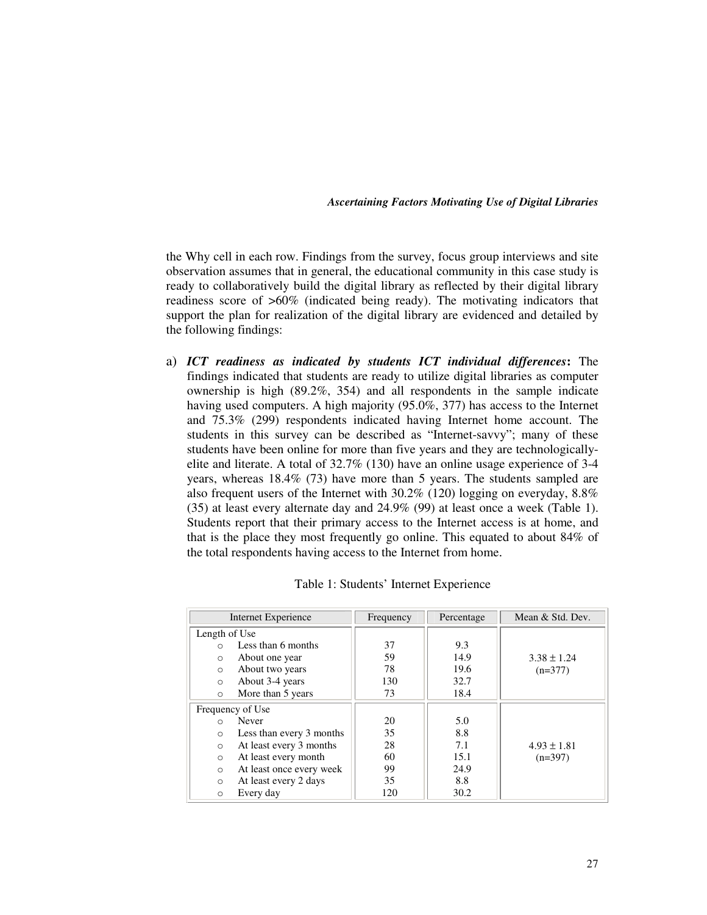the Why cell in each row. Findings from the survey, focus group interviews and site observation assumes that in general, the educational community in this case study is ready to collaboratively build the digital library as reflected by their digital library readiness score of >60% (indicated being ready). The motivating indicators that support the plan for realization of the digital library are evidenced and detailed by the following findings:

a) ***ICT readiness as indicated by students ICT individual differences*:** The findings indicated that students are ready to utilize digital libraries as computer ownership is high (89.2%, 354) and all respondents in the sample indicate having used computers. A high majority (95.0%, 377) has access to the Internet and 75.3% (299) respondents indicated having Internet home account. The students in this survey can be described as "Internet-savvy"; many of these students have been online for more than five years and they are technologically-elite and literate. A total of 32.7% (130) have an online usage experience of 3-4 years, whereas 18.4% (73) have more than 5 years. The students sampled are also frequent users of the Internet with 30.2% (120) logging on everyday, 8.8% (35) at least every alternate day and 24.9% (99) at least once a week (Table 1). Students report that their primary access to the Internet access is at home, and that is the place they most frequently go online. This equated to about 84% of the total respondents having access to the Internet from home.

Table 1: Students' Internet Experience

| Internet Experience | Frequency | Percentage | Mean & Std. Dev. |
|---|---|---|---|
| Length of Use | | | |
| ○ Less than 6 months | 37 | 9.3 | |
| ○ About one year | 59 | 14.9 | $3.38 \pm 1.24$ (n=377) |
| ○ About two years | 78 | 19.6 | |
| ○ About 3-4 years | 130 | 32.7 | |
| ○ More than 5 years | 73 | 18.4 | |
| Frequency of Use | | | |
| ○ Never | 20 | 5.0 | |
| ○ Less than every 3 months | 35 | 8.8 | |
| ○ At least every 3 months | 28 | 7.1 | $4.93 \pm 1.81$ (n=397) |
| ○ At least every month | 60 | 15.1 | |
| ○ At least once every week | 99 | 24.9 | |
| ○ At least every 2 days | 35 | 8.8 | |
| ○ Every day | 120 | 30.2 | |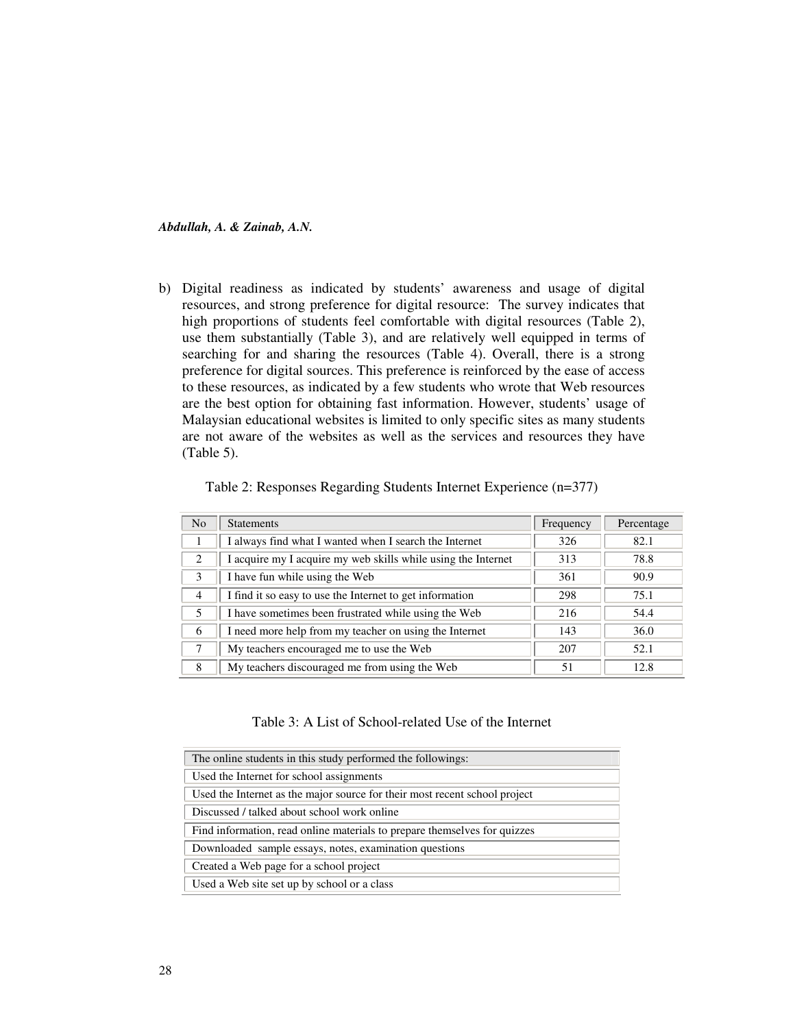b) Digital readiness as indicated by students' awareness and usage of digital resources, and strong preference for digital resource: The survey indicates that high proportions of students feel comfortable with digital resources (Table 2), use them substantially (Table 3), and are relatively well equipped in terms of searching for and sharing the resources (Table 4). Overall, there is a strong preference for digital sources. This preference is reinforced by the ease of access to these resources, as indicated by a few students who wrote that Web resources are the best option for obtaining fast information. However, students' usage of Malaysian educational websites is limited to only specific sites as many students are not aware of the websites as well as the services and resources they have (Table 5).

Table 2: Responses Regarding Students Internet Experience (n=377)

| No | Statements | Frequency | Percentage |
|---|---|---|---|
| 1 | I always find what I wanted when I search the Internet | 326 | 82.1 |
| 2 | I acquire my I acquire my web skills while using the Internet | 313 | 78.8 |
| 3 | I have fun while using the Web | 361 | 90.9 |
| 4 | I find it so easy to use the Internet to get information | 298 | 75.1 |
| 5 | I have sometimes been frustrated while using the Web | 216 | 54.4 |
| 6 | I need more help from my teacher on using the Internet | 143 | 36.0 |
| 7 | My teachers encouraged me to use the Web | 207 | 52.1 |
| 8 | My teachers discouraged me from using the Web | 51 | 12.8 |

Table 3: A List of School-related Use of the Internet

| The online students in this study performed the followings: |
|---|
| Used the Internet for school assignments |
| Used the Internet as the major source for their most recent school project |
| Discussed / talked about school work online |
| Find information, read online materials to prepare themselves for quizzes |
| Downloaded sample essays, notes, examination questions |
| Created a Web page for a school project |
| Used a Web site set up by school or a class |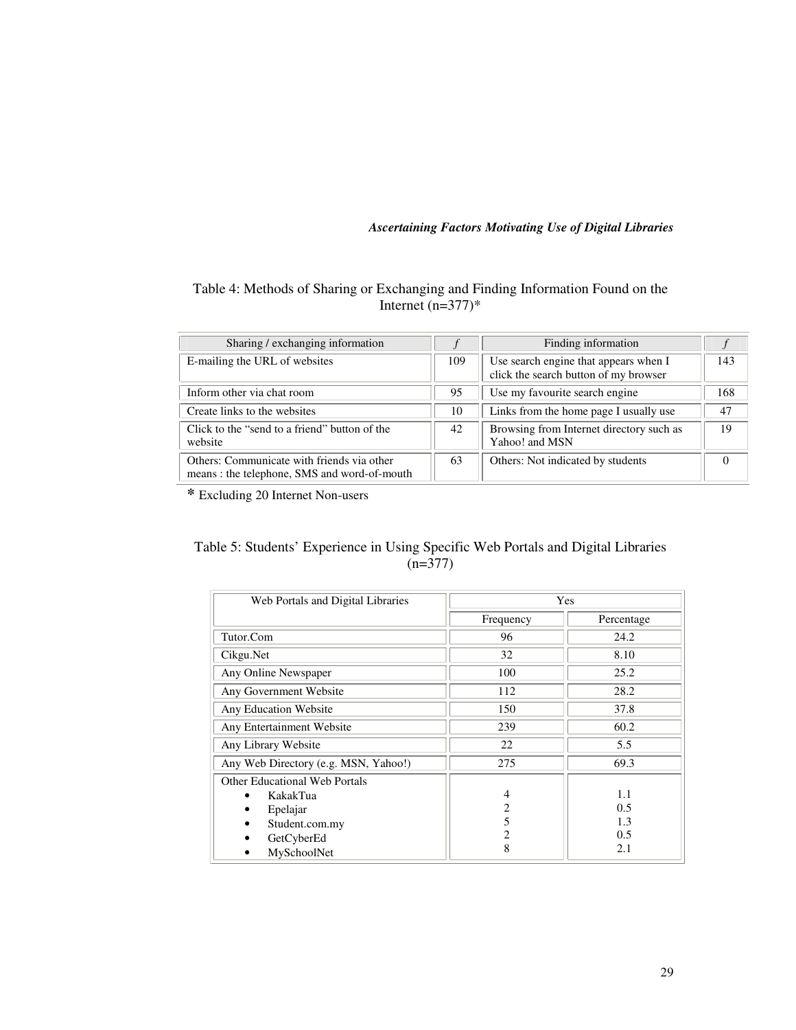Table 4: Methods of Sharing or Exchanging and Finding Information Found on the Internet (n=377)*

| Sharing / exchanging information | *f* | Finding information | *f* |
|---|---|---|---|
| E-mailing the URL of websites | 109 | Use search engine that appears when I click the search button of my browser | 143 |
| Inform other via chat room | 95 | Use my favourite search engine | 168 |
| Create links to the websites | 10 | Links from the home page I usually use | 47 |
| Click to the "send to a friend" button of the website | 42 | Browsing from Internet directory such as Yahoo! and MSN | 19 |
| Others: Communicate with friends via other means : the telephone, SMS and word-of-mouth | 63 | Others: Not indicated by students | 0 |

\* Excluding 20 Internet Non-users

Table 5: Students' Experience in Using Specific Web Portals and Digital Libraries (n=377)

| Web Portals and Digital Libraries | Yes | |
|---|---|---|
| | Frequency | Percentage |
| Tutor.Com | 96 | 24.2 |
| Cikgu.Net | 32 | 8.10 |
| Any Online Newspaper | 100 | 25.2 |
| Any Government Website | 112 | 28.2 |
| Any Education Website | 150 | 37.8 |
| Any Entertainment Website | 239 | 60.2 |
| Any Library Website | 22 | 5.5 |
| Any Web Directory (e.g. MSN, Yahoo!) | 275 | 69.3 |
| Other Educational Web Portals | | |
| • KakakTua | 4 | 1.1 |
| • Epelajar | 2 | 0.5 |
| • Student.com.my | 5 | 1.3 |
| • GetCyberEd | 2 | 0.5 |
| • MySchoolNet | 8 | 2.1 |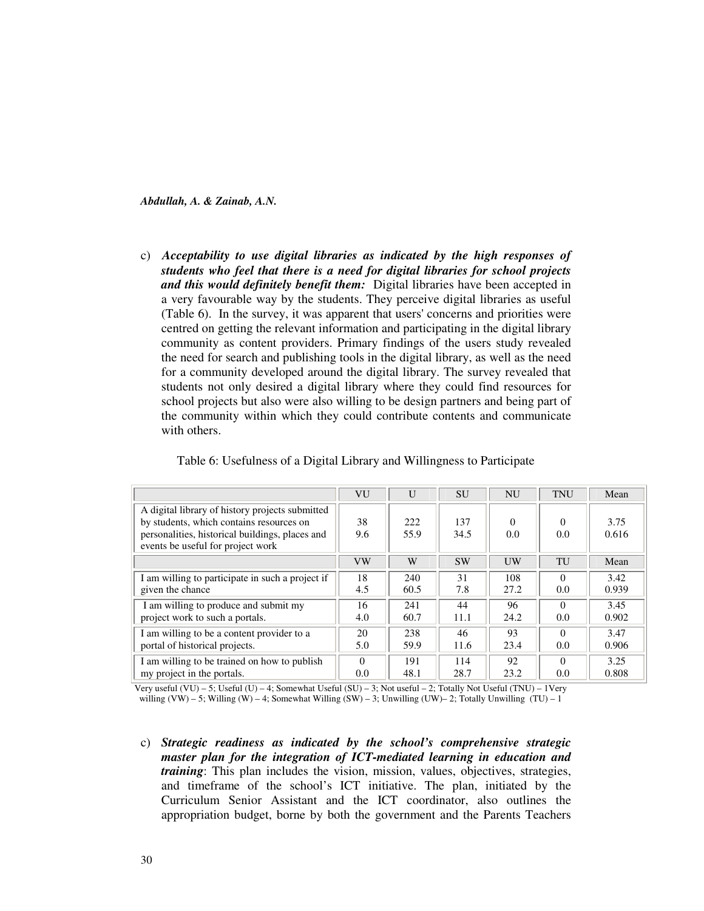c) ***Acceptability to use digital libraries as indicated by the high responses of students who feel that there is a need for digital libraries for school projects and this would definitely benefit them:*** Digital libraries have been accepted in a very favourable way by the students. They perceive digital libraries as useful (Table 6). In the survey, it was apparent that users' concerns and priorities were centred on getting the relevant information and participating in the digital library community as content providers. Primary findings of the users study revealed the need for search and publishing tools in the digital library, as well as the need for a community developed around the digital library. The survey revealed that students not only desired a digital library where they could find resources for school projects but also were also willing to be design partners and being part of the community within which they could contribute contents and communicate with others.

Table 6: Usefulness of a Digital Library and Willingness to Participate

| | VU | U | SU | NU | TNU | Mean |
|---|---|---|---|---|---|---|
| A digital library of history projects submitted by students, which contains resources on personalities, historical buildings, places and events be useful for project work | 38<br>9.6 | 222<br>55.9 | 137<br>34.5 | 0<br>0.0 | 0<br>0.0 | 3.75<br>0.616 |
| | **VW** | **W** | **SW** | **UW** | **TU** | **Mean** |
| I am willing to participate in such a project if given the chance | 18<br>4.5 | 240<br>60.5 | 31<br>7.8 | 108<br>27.2 | 0<br>0.0 | 3.42<br>0.939 |
| I am willing to produce and submit my project work to such a portals. | 16<br>4.0 | 241<br>60.7 | 44<br>11.1 | 96<br>24.2 | 0<br>0.0 | 3.45<br>0.902 |
| I am willing to be a content provider to a portal of historical projects. | 20<br>5.0 | 238<br>59.9 | 46<br>11.6 | 93<br>23.4 | 0<br>0.0 | 3.47<br>0.906 |
| I am willing to be trained on how to publish my project in the portals. | 0<br>0.0 | 191<br>48.1 | 114<br>28.7 | 92<br>23.2 | 0<br>0.0 | 3.25<br>0.808 |

Very useful (VU) – 5; Useful (U) – 4; Somewhat Useful (SU) – 3; Not useful – 2; Totally Not Useful (TNU) – 1Very willing (VW) – 5; Willing (W) – 4; Somewhat Willing (SW) – 3; Unwilling (UW)– 2; Totally Unwilling (TU) – 1

c) ***Strategic readiness as indicated by the school's comprehensive strategic master plan for the integration of ICT-mediated learning in education and training***: This plan includes the vision, mission, values, objectives, strategies, and timeframe of the school's ICT initiative. The plan, initiated by the Curriculum Senior Assistant and the ICT coordinator, also outlines the appropriation budget, borne by both the government and the Parents Teachers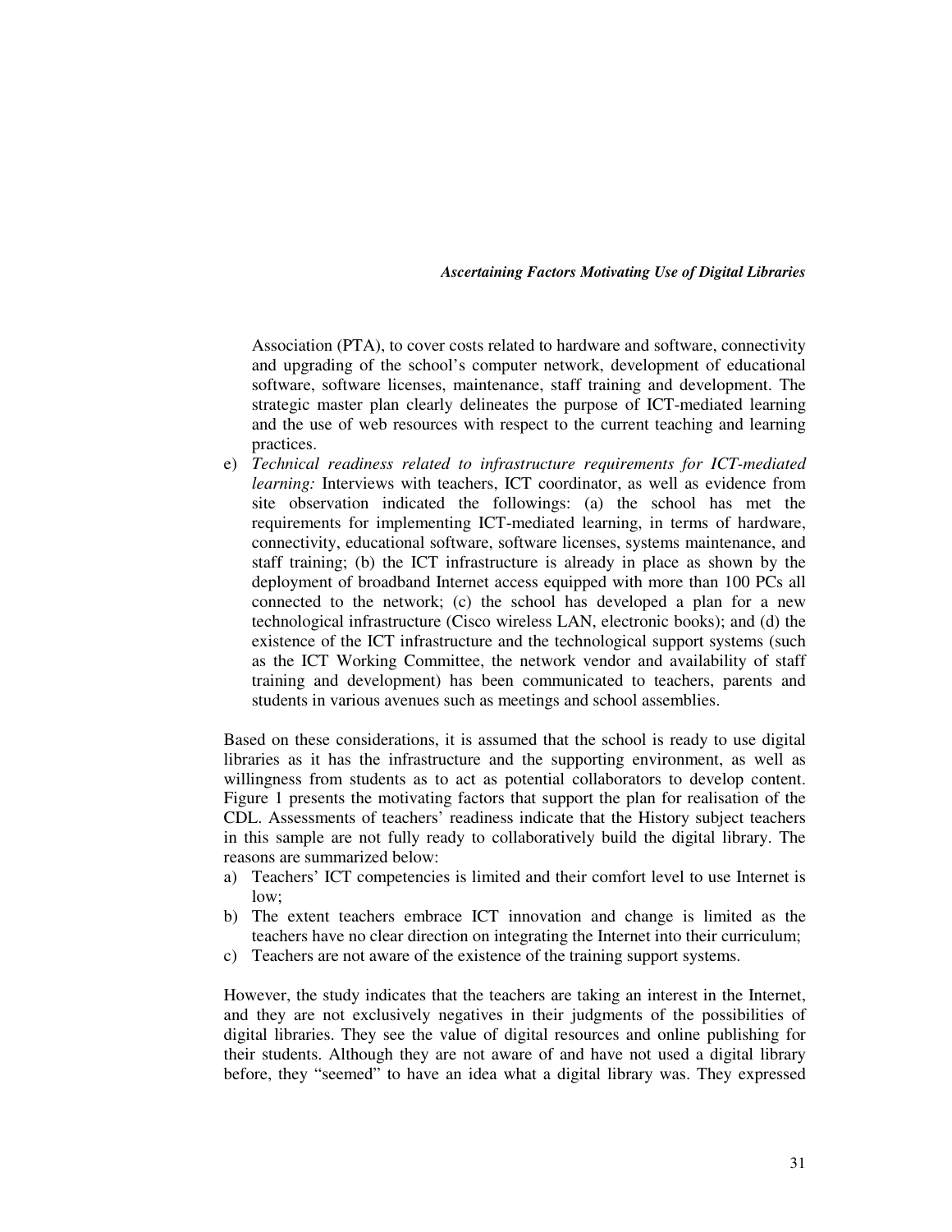Association (PTA), to cover costs related to hardware and software, connectivity and upgrading of the school's computer network, development of educational software, software licenses, maintenance, staff training and development. The strategic master plan clearly delineates the purpose of ICT-mediated learning and the use of web resources with respect to the current teaching and learning practices.

e) *Technical readiness related to infrastructure requirements for ICT-mediated learning:* Interviews with teachers, ICT coordinator, as well as evidence from site observation indicated the followings: (a) the school has met the requirements for implementing ICT-mediated learning, in terms of hardware, connectivity, educational software, software licenses, systems maintenance, and staff training; (b) the ICT infrastructure is already in place as shown by the deployment of broadband Internet access equipped with more than 100 PCs all connected to the network; (c) the school has developed a plan for a new technological infrastructure (Cisco wireless LAN, electronic books); and (d) the existence of the ICT infrastructure and the technological support systems (such as the ICT Working Committee, the network vendor and availability of staff training and development) has been communicated to teachers, parents and students in various avenues such as meetings and school assemblies.

Based on these considerations, it is assumed that the school is ready to use digital libraries as it has the infrastructure and the supporting environment, as well as willingness from students as to act as potential collaborators to develop content. Figure 1 presents the motivating factors that support the plan for realisation of the CDL. Assessments of teachers' readiness indicate that the History subject teachers in this sample are not fully ready to collaboratively build the digital library. The reasons are summarized below:

a) Teachers' ICT competencies is limited and their comfort level to use Internet is low;
b) The extent teachers embrace ICT innovation and change is limited as the teachers have no clear direction on integrating the Internet into their curriculum;
c) Teachers are not aware of the existence of the training support systems.

However, the study indicates that the teachers are taking an interest in the Internet, and they are not exclusively negatives in their judgments of the possibilities of digital libraries. They see the value of digital resources and online publishing for their students. Although they are not aware of and have not used a digital library before, they "seemed" to have an idea what a digital library was. They expressed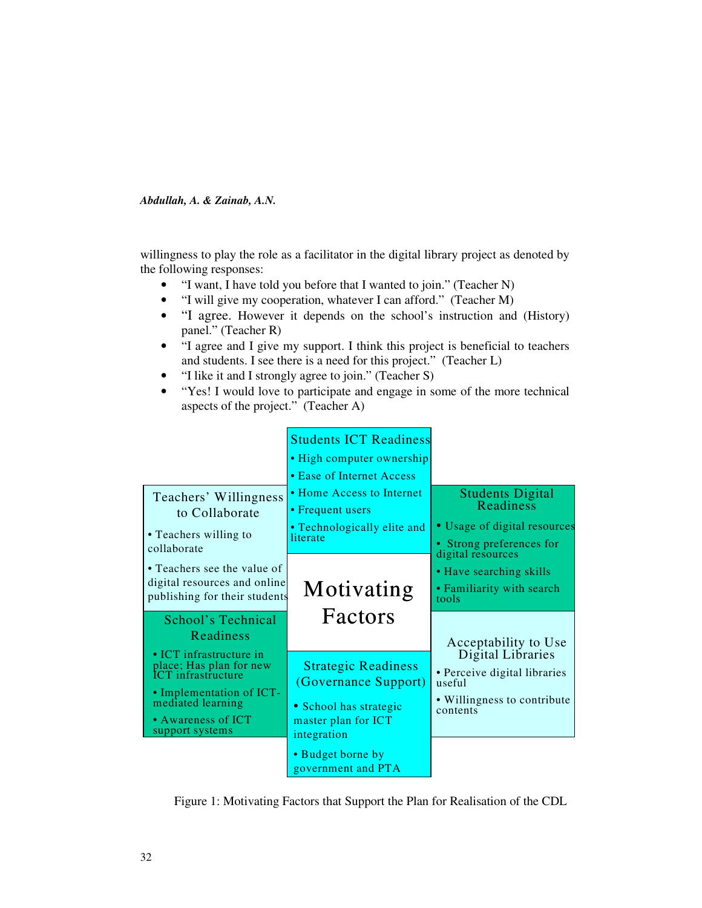willingness to play the role as a facilitator in the digital library project as denoted by the following responses:

- "I want, I have told you before that I wanted to join." (Teacher N)
- "I will give my cooperation, whatever I can afford." (Teacher M)
- "I agree. However it depends on the school's instruction and (History) panel." (Teacher R)
- "I agree and I give my support. I think this project is beneficial to teachers and students. I see there is a need for this project." (Teacher L)
- "I like it and I strongly agree to join." (Teacher S)
- "Yes! I would love to participate and engage in some of the more technical aspects of the project." (Teacher A)

**Motivating Factors**

**Students ICT Readiness**
- High computer ownership
- Ease of Internet Access
- Home Access to Internet
- Frequent users
- Technologically elite and literate

**Teachers' Willingness to Collaborate**
- Teachers willing to collaborate
- Teachers see the value of digital resources and online publishing for their students

**Students Digital Readiness**
- Usage of digital resources
- Strong preferences for digital resources
- Have searching skills
- Familiarity with search tools

**School's Technical Readiness**
- ICT infrastructure in place; Has plan for new ICT infrastructure
- Implementation of ICT-mediated learning
- Awareness of ICT support systems

**Strategic Readiness (Governance Support)**
- School has strategic master plan for ICT integration
- Budget borne by government and PTA

**Acceptability to Use Digital Libraries**
- Perceive digital libraries useful
- Willingness to contribute contents

Figure 1: Motivating Factors that Support the Plan for Realisation of the CDL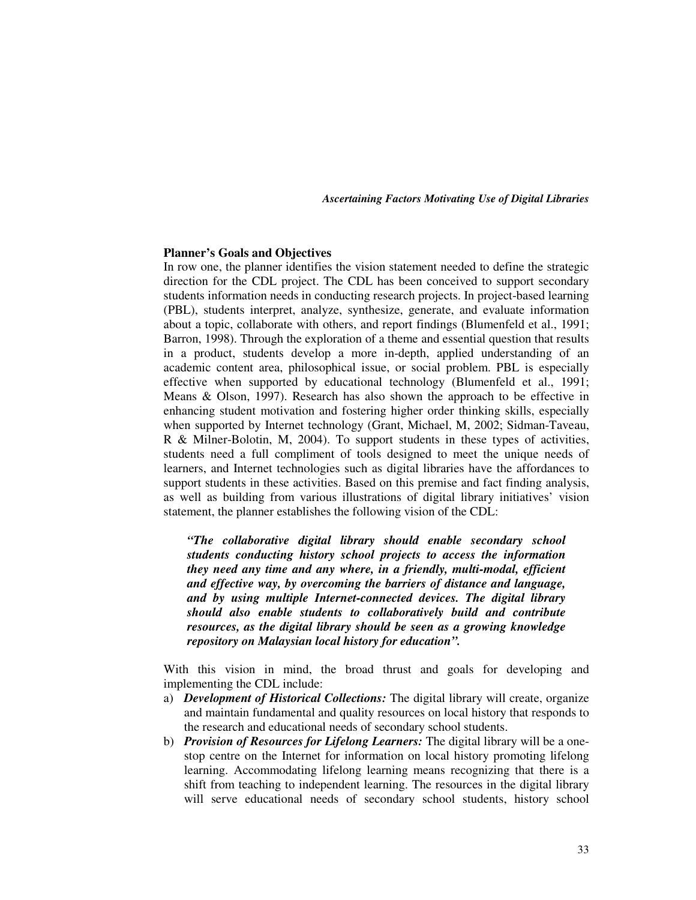**Planner's Goals and Objectives**

In row one, the planner identifies the vision statement needed to define the strategic direction for the CDL project. The CDL has been conceived to support secondary students information needs in conducting research projects. In project-based learning (PBL), students interpret, analyze, synthesize, generate, and evaluate information about a topic, collaborate with others, and report findings (Blumenfeld et al., 1991; Barron, 1998). Through the exploration of a theme and essential question that results in a product, students develop a more in-depth, applied understanding of an academic content area, philosophical issue, or social problem. PBL is especially effective when supported by educational technology (Blumenfeld et al., 1991; Means & Olson, 1997). Research has also shown the approach to be effective in enhancing student motivation and fostering higher order thinking skills, especially when supported by Internet technology (Grant, Michael, M, 2002; Sidman-Taveau, R & Milner-Bolotin, M, 2004). To support students in these types of activities, students need a full compliment of tools designed to meet the unique needs of learners, and Internet technologies such as digital libraries have the affordances to support students in these activities. Based on this premise and fact finding analysis, as well as building from various illustrations of digital library initiatives' vision statement, the planner establishes the following vision of the CDL:

> ***"The collaborative digital library should enable secondary school students conducting history school projects to access the information they need any time and any where, in a friendly, multi-modal, efficient and effective way, by overcoming the barriers of distance and language, and by using multiple Internet-connected devices. The digital library should also enable students to collaboratively build and contribute resources, as the digital library should be seen as a growing knowledge repository on Malaysian local history for education".***

With this vision in mind, the broad thrust and goals for developing and implementing the CDL include:

a) ***Development of Historical Collections:*** The digital library will create, organize and maintain fundamental and quality resources on local history that responds to the research and educational needs of secondary school students.
b) ***Provision of Resources for Lifelong Learners:*** The digital library will be a one-stop centre on the Internet for information on local history promoting lifelong learning. Accommodating lifelong learning means recognizing that there is a shift from teaching to independent learning. The resources in the digital library will serve educational needs of secondary school students, history school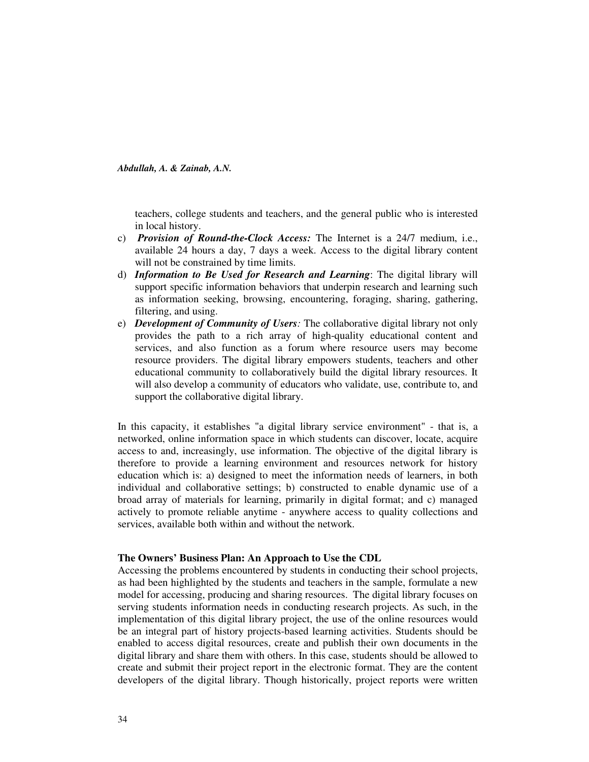teachers, college students and teachers, and the general public who is interested in local history.

c) ***Provision of Round-the-Clock Access:*** The Internet is a 24/7 medium, i.e., available 24 hours a day, 7 days a week. Access to the digital library content will not be constrained by time limits.

d) ***Information to Be Used for Research and Learning***: The digital library will support specific information behaviors that underpin research and learning such as information seeking, browsing, encountering, foraging, sharing, gathering, filtering, and using.

e) ***Development of Community of Users****:* The collaborative digital library not only provides the path to a rich array of high-quality educational content and services, and also function as a forum where resource users may become resource providers. The digital library empowers students, teachers and other educational community to collaboratively build the digital library resources. It will also develop a community of educators who validate, use, contribute to, and support the collaborative digital library.

In this capacity, it establishes "a digital library service environment" - that is, a networked, online information space in which students can discover, locate, acquire access to and, increasingly, use information. The objective of the digital library is therefore to provide a learning environment and resources network for history education which is: a) designed to meet the information needs of learners, in both individual and collaborative settings; b) constructed to enable dynamic use of a broad array of materials for learning, primarily in digital format; and c) managed actively to promote reliable anytime - anywhere access to quality collections and services, available both within and without the network.

**The Owners' Business Plan: An Approach to Use the CDL**

Accessing the problems encountered by students in conducting their school projects, as had been highlighted by the students and teachers in the sample, formulate a new model for accessing, producing and sharing resources. The digital library focuses on serving students information needs in conducting research projects. As such, in the implementation of this digital library project, the use of the online resources would be an integral part of history projects-based learning activities. Students should be enabled to access digital resources, create and publish their own documents in the digital library and share them with others. In this case, students should be allowed to create and submit their project report in the electronic format. They are the content developers of the digital library. Though historically, project reports were written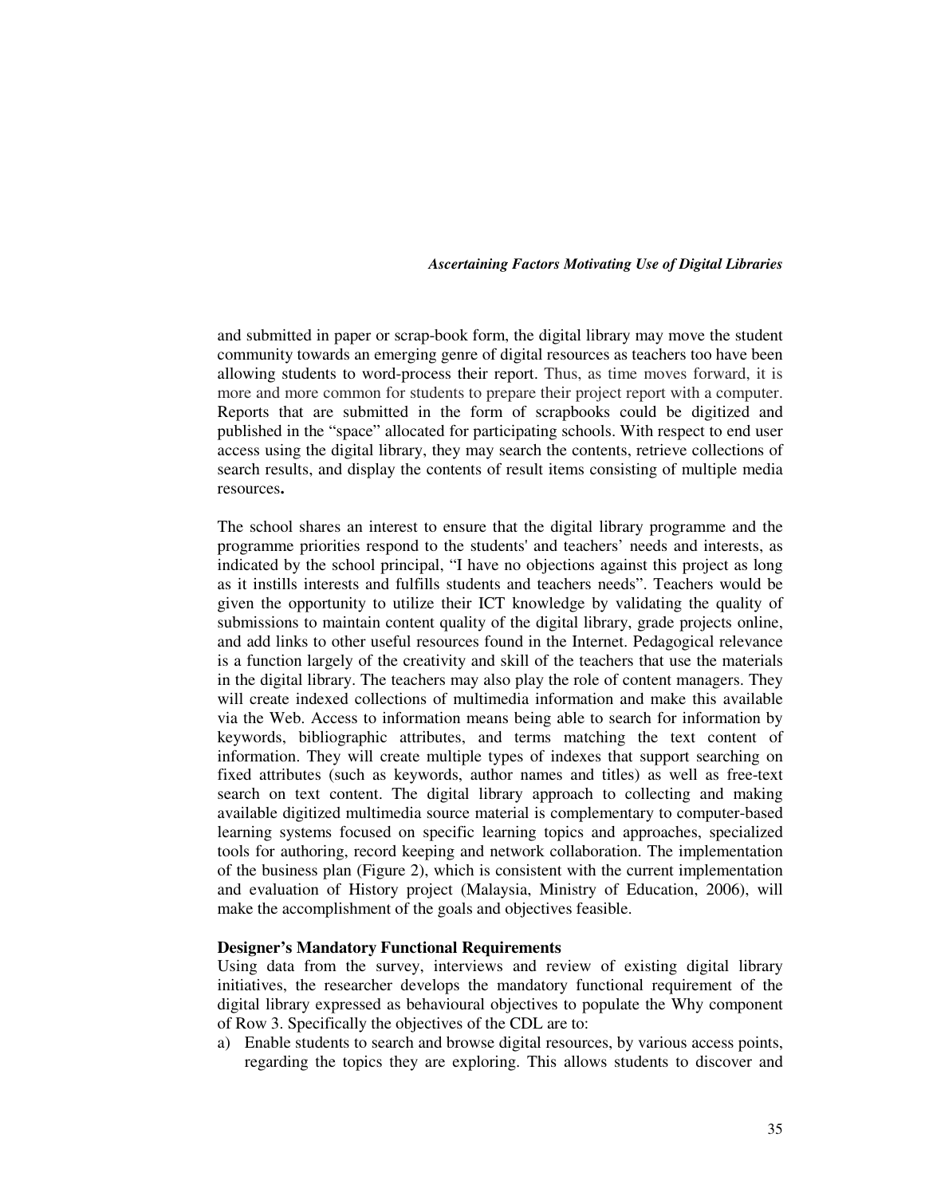and submitted in paper or scrap-book form, the digital library may move the student community towards an emerging genre of digital resources as teachers too have been allowing students to word-process their report. Thus, as time moves forward, it is more and more common for students to prepare their project report with a computer. Reports that are submitted in the form of scrapbooks could be digitized and published in the "space" allocated for participating schools. With respect to end user access using the digital library, they may search the contents, retrieve collections of search results, and display the contents of result items consisting of multiple media resources**.**

The school shares an interest to ensure that the digital library programme and the programme priorities respond to the students' and teachers' needs and interests, as indicated by the school principal, "I have no objections against this project as long as it instills interests and fulfills students and teachers needs". Teachers would be given the opportunity to utilize their ICT knowledge by validating the quality of submissions to maintain content quality of the digital library, grade projects online, and add links to other useful resources found in the Internet. Pedagogical relevance is a function largely of the creativity and skill of the teachers that use the materials in the digital library. The teachers may also play the role of content managers. They will create indexed collections of multimedia information and make this available via the Web. Access to information means being able to search for information by keywords, bibliographic attributes, and terms matching the text content of information. They will create multiple types of indexes that support searching on fixed attributes (such as keywords, author names and titles) as well as free-text search on text content. The digital library approach to collecting and making available digitized multimedia source material is complementary to computer-based learning systems focused on specific learning topics and approaches, specialized tools for authoring, record keeping and network collaboration. The implementation of the business plan (Figure 2), which is consistent with the current implementation and evaluation of History project (Malaysia, Ministry of Education, 2006), will make the accomplishment of the goals and objectives feasible.

**Designer's Mandatory Functional Requirements**

Using data from the survey, interviews and review of existing digital library initiatives, the researcher develops the mandatory functional requirement of the digital library expressed as behavioural objectives to populate the Why component of Row 3. Specifically the objectives of the CDL are to:

a) Enable students to search and browse digital resources, by various access points, regarding the topics they are exploring. This allows students to discover and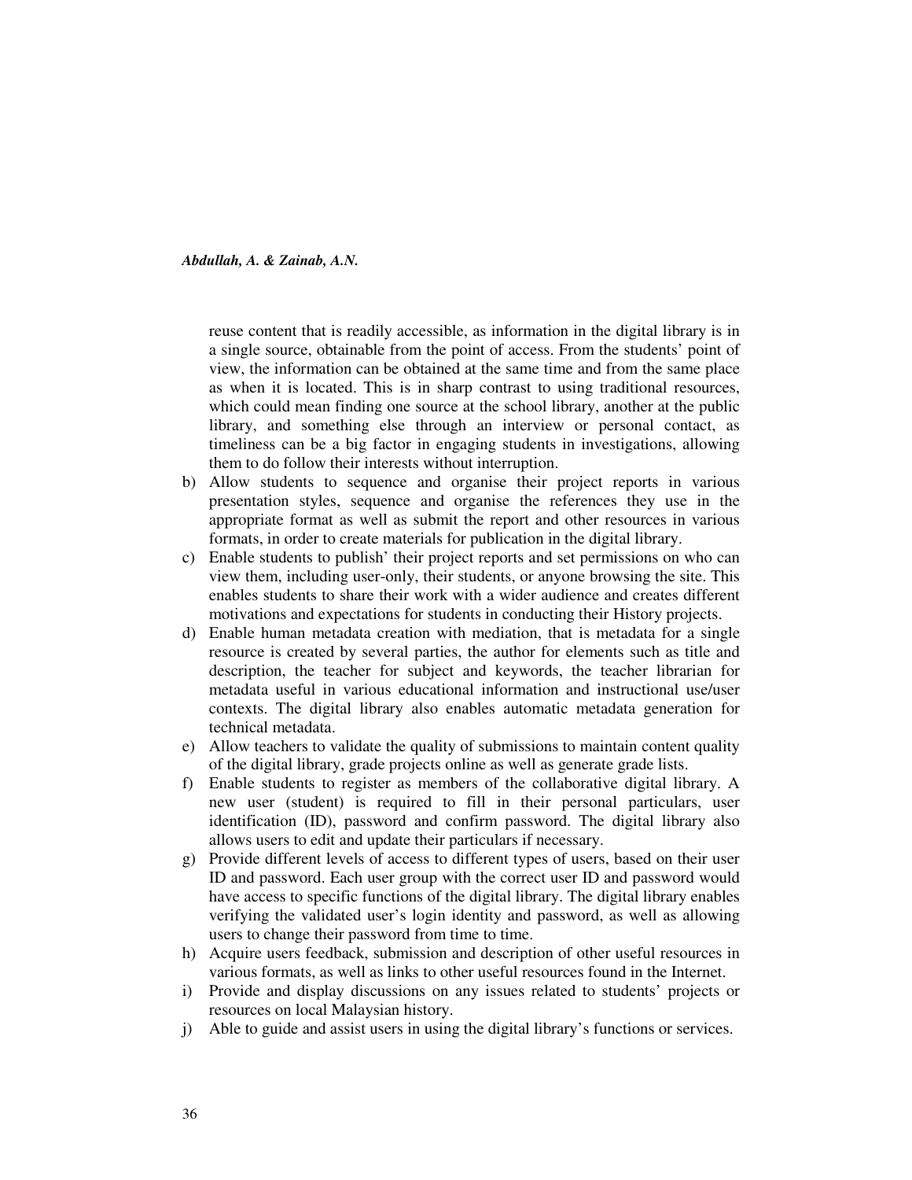reuse content that is readily accessible, as information in the digital library is in a single source, obtainable from the point of access. From the students' point of view, the information can be obtained at the same time and from the same place as when it is located. This is in sharp contrast to using traditional resources, which could mean finding one source at the school library, another at the public library, and something else through an interview or personal contact, as timeliness can be a big factor in engaging students in investigations, allowing them to do follow their interests without interruption.

b) Allow students to sequence and organise their project reports in various presentation styles, sequence and organise the references they use in the appropriate format as well as submit the report and other resources in various formats, in order to create materials for publication in the digital library.

c) Enable students to publish' their project reports and set permissions on who can view them, including user-only, their students, or anyone browsing the site. This enables students to share their work with a wider audience and creates different motivations and expectations for students in conducting their History projects.

d) Enable human metadata creation with mediation, that is metadata for a single resource is created by several parties, the author for elements such as title and description, the teacher for subject and keywords, the teacher librarian for metadata useful in various educational information and instructional use/user contexts. The digital library also enables automatic metadata generation for technical metadata.

e) Allow teachers to validate the quality of submissions to maintain content quality of the digital library, grade projects online as well as generate grade lists.

f) Enable students to register as members of the collaborative digital library. A new user (student) is required to fill in their personal particulars, user identification (ID), password and confirm password. The digital library also allows users to edit and update their particulars if necessary.

g) Provide different levels of access to different types of users, based on their user ID and password. Each user group with the correct user ID and password would have access to specific functions of the digital library. The digital library enables verifying the validated user's login identity and password, as well as allowing users to change their password from time to time.

h) Acquire users feedback, submission and description of other useful resources in various formats, as well as links to other useful resources found in the Internet.

i) Provide and display discussions on any issues related to students' projects or resources on local Malaysian history.

j) Able to guide and assist users in using the digital library's functions or services.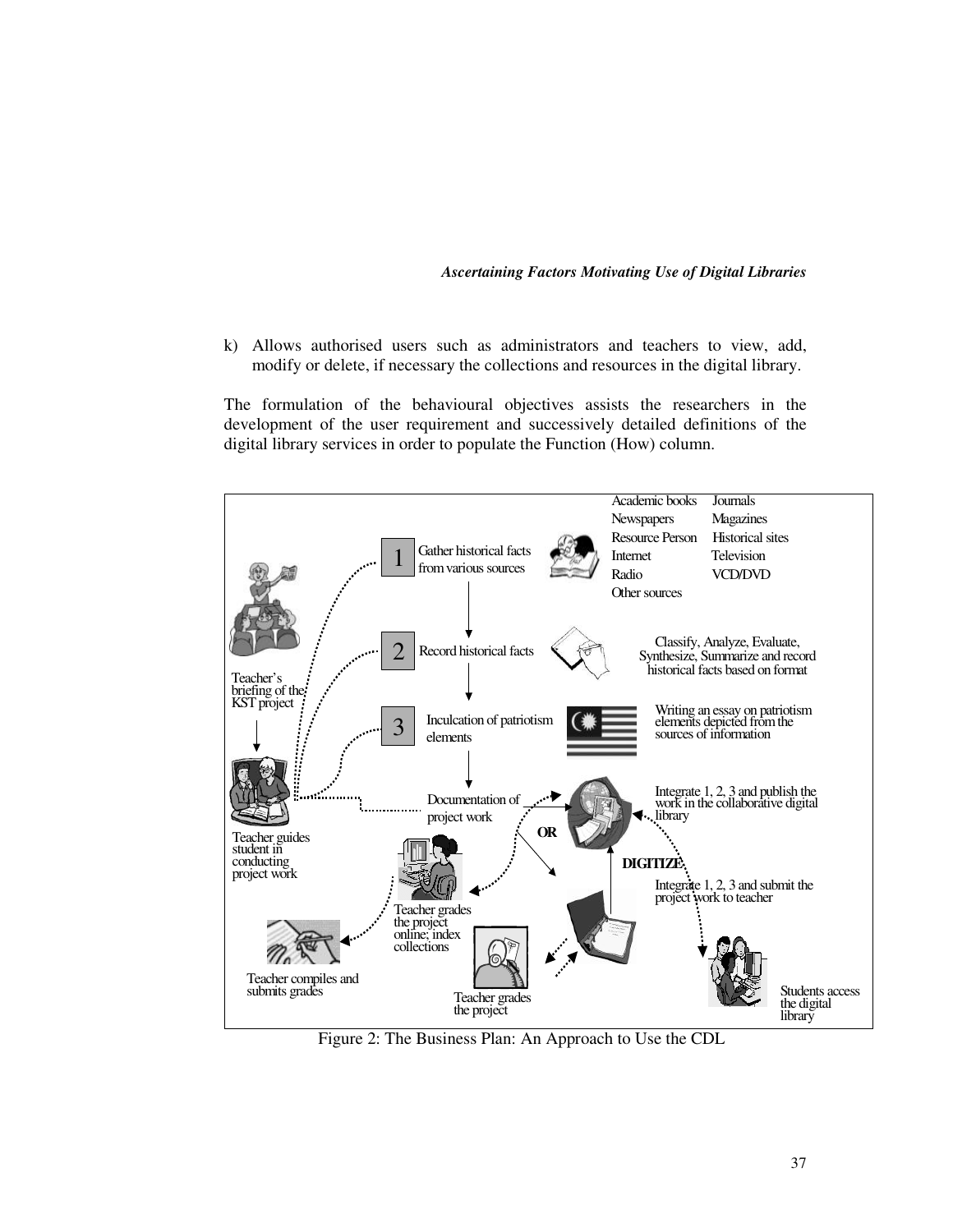k) Allows authorised users such as administrators and teachers to view, add, modify or delete, if necessary the collections and resources in the digital library.

The formulation of the behavioural objectives assists the researchers in the development of the user requirement and successively detailed definitions of the digital library services in order to populate the Function (How) column.

Figure 2: The Business Plan: An Approach to Use the CDL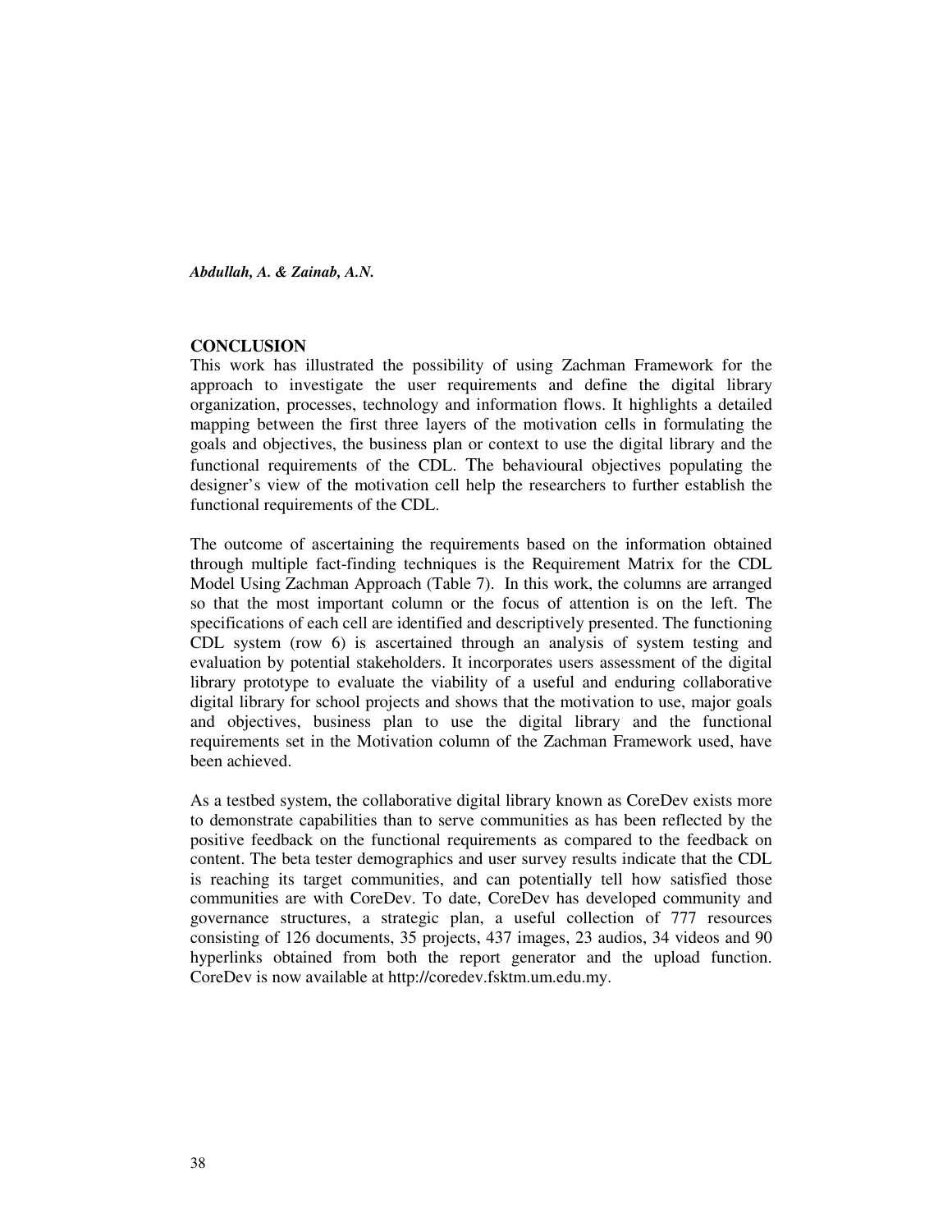## CONCLUSION

This work has illustrated the possibility of using Zachman Framework for the approach to investigate the user requirements and define the digital library organization, processes, technology and information flows. It highlights a detailed mapping between the first three layers of the motivation cells in formulating the goals and objectives, the business plan or context to use the digital library and the functional requirements of the CDL. The behavioural objectives populating the designer's view of the motivation cell help the researchers to further establish the functional requirements of the CDL.

The outcome of ascertaining the requirements based on the information obtained through multiple fact-finding techniques is the Requirement Matrix for the CDL Model Using Zachman Approach (Table 7). In this work, the columns are arranged so that the most important column or the focus of attention is on the left. The specifications of each cell are identified and descriptively presented. The functioning CDL system (row 6) is ascertained through an analysis of system testing and evaluation by potential stakeholders. It incorporates users assessment of the digital library prototype to evaluate the viability of a useful and enduring collaborative digital library for school projects and shows that the motivation to use, major goals and objectives, business plan to use the digital library and the functional requirements set in the Motivation column of the Zachman Framework used, have been achieved.

As a testbed system, the collaborative digital library known as CoreDev exists more to demonstrate capabilities than to serve communities as has been reflected by the positive feedback on the functional requirements as compared to the feedback on content. The beta tester demographics and user survey results indicate that the CDL is reaching its target communities, and can potentially tell how satisfied those communities are with CoreDev. To date, CoreDev has developed community and governance structures, a strategic plan, a useful collection of 777 resources consisting of 126 documents, 35 projects, 437 images, 23 audios, 34 videos and 90 hyperlinks obtained from both the report generator and the upload function. CoreDev is now available at http://coredev.fsktm.um.edu.my.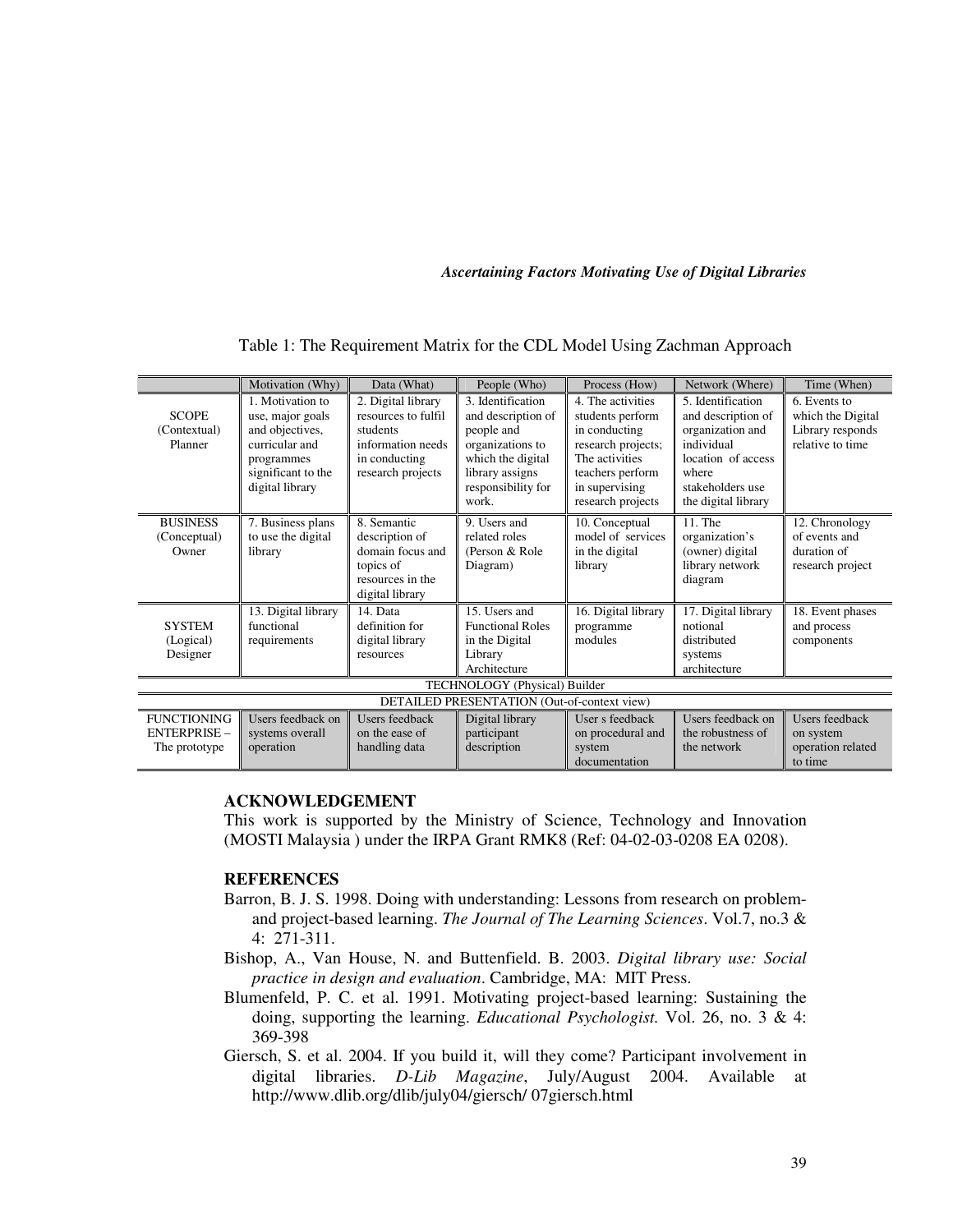Table 1: The Requirement Matrix for the CDL Model Using Zachman Approach

| | Motivation (Why) | Data (What) | People (Who) | Process (How) | Network (Where) | Time (When) |
|---|---|---|---|---|---|---|
| SCOPE (Contextual) Planner | 1. Motivation to use, major goals and objectives, curricular and programmes significant to the digital library | 2. Digital library resources to fulfil students information needs in conducting research projects | 3. Identification and description of people and organizations to which the digital library assigns responsibility for work. | 4. The activities students perform in conducting research projects; The activities teachers perform in supervising research projects | 5. Identification and description of organization and individual location of access where stakeholders use the digital library | 6. Events to which the Digital Library responds relative to time |
| BUSINESS (Conceptual) Owner | 7. Business plans to use the digital library | 8. Semantic description of domain focus and topics of resources in the digital library | 9. Users and related roles (Person & Role Diagram) | 10. Conceptual model of services in the digital library | 11. The organization's (owner) digital library network diagram | 12. Chronology of events and duration of research project |
| SYSTEM (Logical) Designer | 13. Digital library functional requirements | 14. Data definition for digital library resources | 15. Users and Functional Roles in the Digital Library Architecture | 16. Digital library programme modules | 17. Digital library notional distributed systems architecture | 18. Event phases and process components |
| TECHNOLOGY (Physical) Builder | | | | | | |
| DETAILED PRESENTATION (Out-of-context view) | | | | | | |
| FUNCTIONING ENTERPRISE – The prototype | Users feedback on systems overall operation | Users feedback on the ease of handling data | Digital library participant description | User s feedback on procedural and system documentation | Users feedback on the robustness of the network | Users feedback on system operation related to time |

## ACKNOWLEDGEMENT

This work is supported by the Ministry of Science, Technology and Innovation (MOSTI Malaysia ) under the IRPA Grant RMK8 (Ref: 04-02-03-0208 EA 0208).

## REFERENCES

Barron, B. J. S. 1998. Doing with understanding: Lessons from research on problem- and project-based learning. *The Journal of The Learning Sciences*. Vol.7, no.3 & 4: 271-311.

Bishop, A., Van House, N. and Buttenfield. B. 2003. *Digital library use: Social practice in design and evaluation*. Cambridge, MA: MIT Press.

Blumenfeld, P. C. et al. 1991. Motivating project-based learning: Sustaining the doing, supporting the learning. *Educational Psychologist.* Vol. 26, no. 3 & 4: 369-398

Giersch, S. et al. 2004. If you build it, will they come? Participant involvement in digital libraries. *D-Lib Magazine*, July/August 2004. Available at http://www.dlib.org/dlib/july04/giersch/ 07giersch.html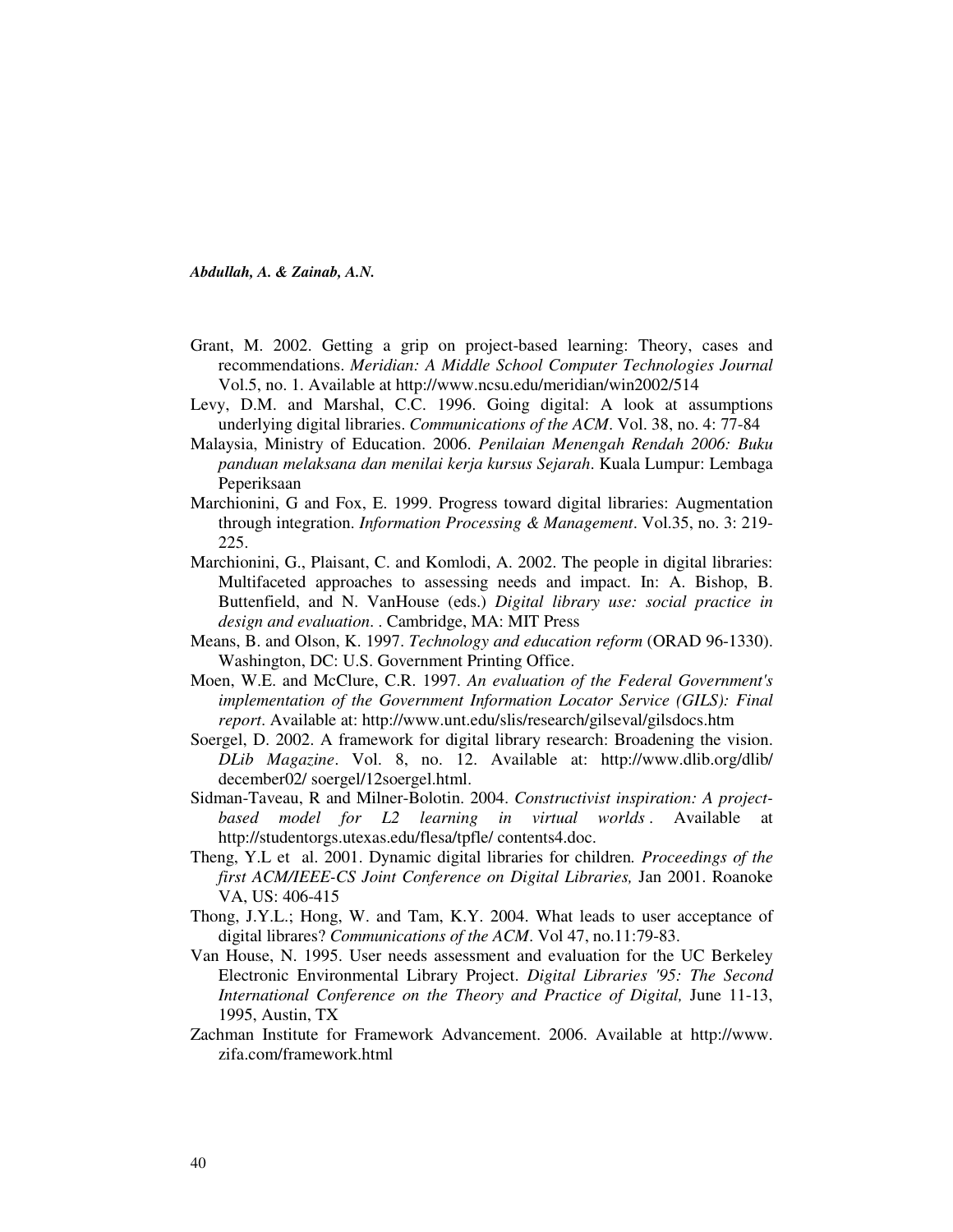Grant, M. 2002. Getting a grip on project-based learning: Theory, cases and recommendations. *Meridian: A Middle School Computer Technologies Journal* Vol.5, no. 1. Available at http://www.ncsu.edu/meridian/win2002/514

Levy, D.M. and Marshal, C.C. 1996. Going digital: A look at assumptions underlying digital libraries. *Communications of the ACM*. Vol. 38, no. 4: 77-84

Malaysia, Ministry of Education. 2006. *Penilaian Menengah Rendah 2006: Buku panduan melaksana dan menilai kerja kursus Sejarah*. Kuala Lumpur: Lembaga Peperiksaan

Marchionini, G and Fox, E. 1999. Progress toward digital libraries: Augmentation through integration. *Information Processing & Management*. Vol.35, no. 3: 219-225.

Marchionini, G., Plaisant, C. and Komlodi, A. 2002. The people in digital libraries: Multifaceted approaches to assessing needs and impact. In: A. Bishop, B. Buttenfield, and N. VanHouse (eds.) *Digital library use: social practice in design and evaluation*. . Cambridge, MA: MIT Press

Means, B. and Olson, K. 1997. *Technology and education reform* (ORAD 96-1330). Washington, DC: U.S. Government Printing Office.

Moen, W.E. and McClure, C.R. 1997. *An evaluation of the Federal Government's implementation of the Government Information Locator Service (GILS): Final report*. Available at: http://www.unt.edu/slis/research/gilseval/gilsdocs.htm

Soergel, D. 2002. A framework for digital library research: Broadening the vision. *DLib Magazine*. Vol. 8, no. 12. Available at: http://www.dlib.org/dlib/ december02/ soergel/12soergel.html.

Sidman-Taveau, R and Milner-Bolotin. 2004. *Constructivist inspiration: A project-based model for L2 learning in virtual worlds* . Available at http://studentorgs.utexas.edu/flesa/tpfle/ contents4.doc.

Theng, Y.L et al. 2001. Dynamic digital libraries for children*. Proceedings of the first ACM/IEEE-CS Joint Conference on Digital Libraries,* Jan 2001. Roanoke VA, US: 406-415

Thong, J.Y.L.; Hong, W. and Tam, K.Y. 2004. What leads to user acceptance of digital librares? *Communications of the ACM*. Vol 47, no.11:79-83.

Van House, N. 1995. User needs assessment and evaluation for the UC Berkeley Electronic Environmental Library Project. *Digital Libraries '95: The Second International Conference on the Theory and Practice of Digital,* June 11-13, 1995, Austin, TX

Zachman Institute for Framework Advancement. 2006. Available at http://www. zifa.com/framework.html